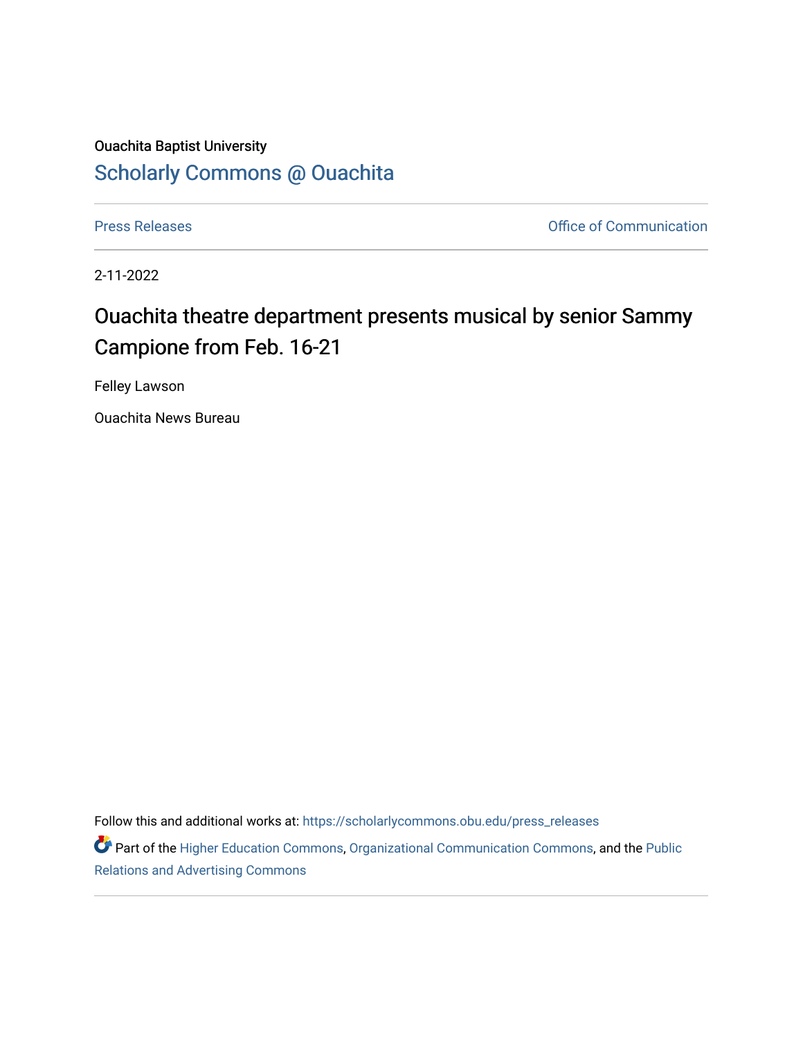Ouachita Baptist University

# Scholarly Commons @ Ouachita

Press Releases

Office of Communication

2-11-2022

## Ouachita theatre department presents musical by senior Sammy Campione from Feb. 16-21

Felley Lawson

Ouachita News Bureau

Follow this and additional works at: https://scholarlycommons.obu.edu/press_releases

Part of the Higher Education Commons, Organizational Communication Commons, and the Public Relations and Advertising Commons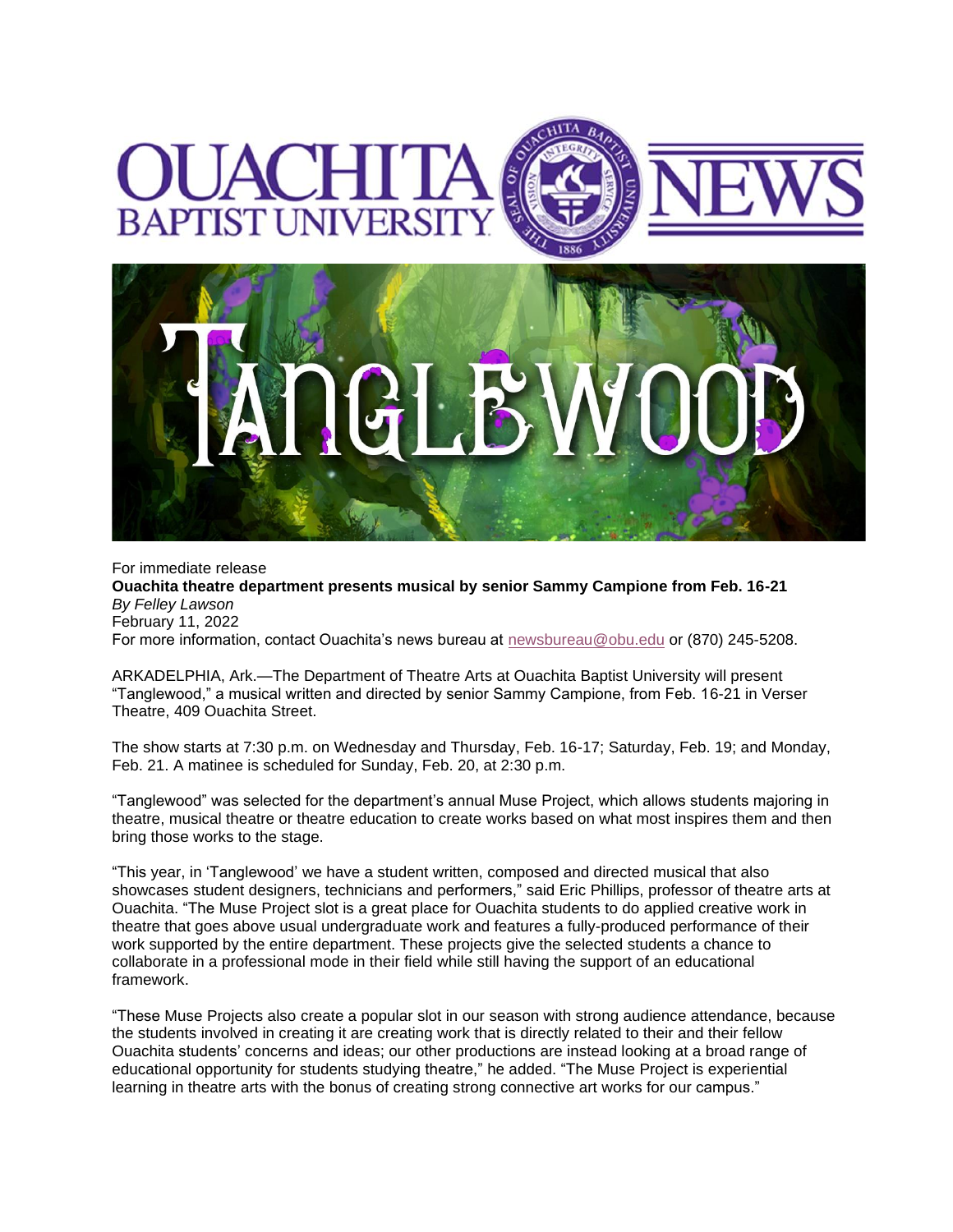For immediate release

**Ouachita theatre department presents musical by senior Sammy Campione from Feb. 16-21**

*By Felley Lawson*

February 11, 2022

For more information, contact Ouachita's news bureau at newsbureau@obu.edu or (870) 245-5208.

ARKADELPHIA, Ark.—The Department of Theatre Arts at Ouachita Baptist University will present "Tanglewood," a musical written and directed by senior Sammy Campione, from Feb. 16-21 in Verser Theatre, 409 Ouachita Street.

The show starts at 7:30 p.m. on Wednesday and Thursday, Feb. 16-17; Saturday, Feb. 19; and Monday, Feb. 21. A matinee is scheduled for Sunday, Feb. 20, at 2:30 p.m.

"Tanglewood" was selected for the department's annual Muse Project, which allows students majoring in theatre, musical theatre or theatre education to create works based on what most inspires them and then bring those works to the stage.

"This year, in 'Tanglewood' we have a student written, composed and directed musical that also showcases student designers, technicians and performers," said Eric Phillips, professor of theatre arts at Ouachita. "The Muse Project slot is a great place for Ouachita students to do applied creative work in theatre that goes above usual undergraduate work and features a fully-produced performance of their work supported by the entire department. These projects give the selected students a chance to collaborate in a professional mode in their field while still having the support of an educational framework.

"These Muse Projects also create a popular slot in our season with strong audience attendance, because the students involved in creating it are creating work that is directly related to their and their fellow Ouachita students' concerns and ideas; our other productions are instead looking at a broad range of educational opportunity for students studying theatre," he added. "The Muse Project is experiential learning in theatre arts with the bonus of creating strong connective art works for our campus."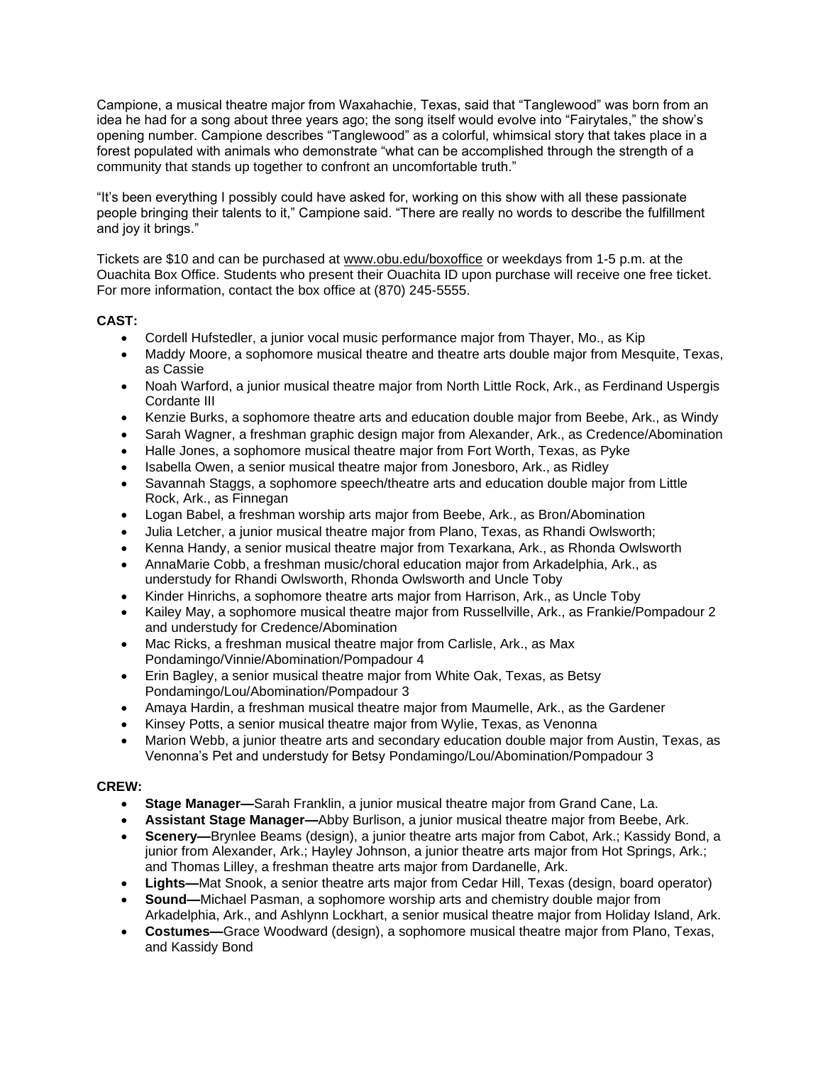Campione, a musical theatre major from Waxahachie, Texas, said that "Tanglewood" was born from an idea he had for a song about three years ago; the song itself would evolve into "Fairytales," the show's opening number. Campione describes "Tanglewood" as a colorful, whimsical story that takes place in a forest populated with animals who demonstrate "what can be accomplished through the strength of a community that stands up together to confront an uncomfortable truth."

"It's been everything I possibly could have asked for, working on this show with all these passionate people bringing their talents to it," Campione said. "There are really no words to describe the fulfillment and joy it brings."

Tickets are $10 and can be purchased at www.obu.edu/boxoffice or weekdays from 1-5 p.m. at the Ouachita Box Office. Students who present their Ouachita ID upon purchase will receive one free ticket. For more information, contact the box office at (870) 245-5555.

**CAST:**

- Cordell Hufstedler, a junior vocal music performance major from Thayer, Mo., as Kip
- Maddy Moore, a sophomore musical theatre and theatre arts double major from Mesquite, Texas, as Cassie
- Noah Warford, a junior musical theatre major from North Little Rock, Ark., as Ferdinand Uspergis Cordante III
- Kenzie Burks, a sophomore theatre arts and education double major from Beebe, Ark., as Windy
- Sarah Wagner, a freshman graphic design major from Alexander, Ark., as Credence/Abomination
- Halle Jones, a sophomore musical theatre major from Fort Worth, Texas, as Pyke
- Isabella Owen, a senior musical theatre major from Jonesboro, Ark., as Ridley
- Savannah Staggs, a sophomore speech/theatre arts and education double major from Little Rock, Ark., as Finnegan
- Logan Babel, a freshman worship arts major from Beebe, Ark., as Bron/Abomination
- Julia Letcher, a junior musical theatre major from Plano, Texas, as Rhandi Owlsworth;
- Kenna Handy, a senior musical theatre major from Texarkana, Ark., as Rhonda Owlsworth
- AnnaMarie Cobb, a freshman music/choral education major from Arkadelphia, Ark., as understudy for Rhandi Owlsworth, Rhonda Owlsworth and Uncle Toby
- Kinder Hinrichs, a sophomore theatre arts major from Harrison, Ark., as Uncle Toby
- Kailey May, a sophomore musical theatre major from Russellville, Ark., as Frankie/Pompadour 2 and understudy for Credence/Abomination
- Mac Ricks, a freshman musical theatre major from Carlisle, Ark., as Max Pondamingo/Vinnie/Abomination/Pompadour 4
- Erin Bagley, a senior musical theatre major from White Oak, Texas, as Betsy Pondamingo/Lou/Abomination/Pompadour 3
- Amaya Hardin, a freshman musical theatre major from Maumelle, Ark., as the Gardener
- Kinsey Potts, a senior musical theatre major from Wylie, Texas, as Venonna
- Marion Webb, a junior theatre arts and secondary education double major from Austin, Texas, as Venonna's Pet and understudy for Betsy Pondamingo/Lou/Abomination/Pompadour 3

**CREW:**

- **Stage Manager—**Sarah Franklin, a junior musical theatre major from Grand Cane, La.
- **Assistant Stage Manager—**Abby Burlison, a junior musical theatre major from Beebe, Ark.
- **Scenery—**Brynlee Beams (design), a junior theatre arts major from Cabot, Ark.; Kassidy Bond, a junior from Alexander, Ark.; Hayley Johnson, a junior theatre arts major from Hot Springs, Ark.; and Thomas Lilley, a freshman theatre arts major from Dardanelle, Ark.
- **Lights—**Mat Snook, a senior theatre arts major from Cedar Hill, Texas (design, board operator)
- **Sound—**Michael Pasman, a sophomore worship arts and chemistry double major from Arkadelphia, Ark., and Ashlynn Lockhart, a senior musical theatre major from Holiday Island, Ark.
- **Costumes—**Grace Woodward (design), a sophomore musical theatre major from Plano, Texas, and Kassidy Bond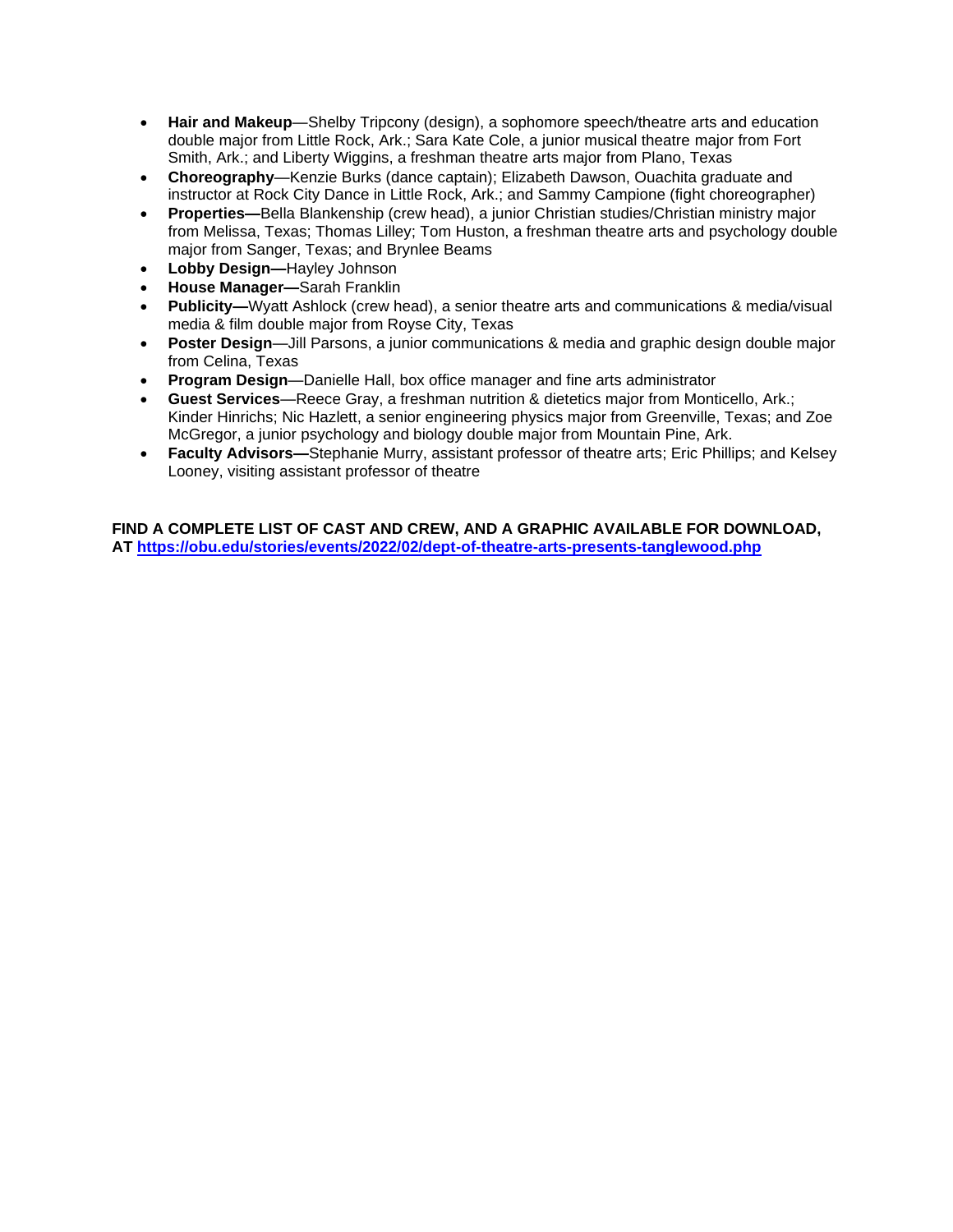- **Hair and Makeup**—Shelby Tripcony (design), a sophomore speech/theatre arts and education double major from Little Rock, Ark.; Sara Kate Cole, a junior musical theatre major from Fort Smith, Ark.; and Liberty Wiggins, a freshman theatre arts major from Plano, Texas
- **Choreography**—Kenzie Burks (dance captain); Elizabeth Dawson, Ouachita graduate and instructor at Rock City Dance in Little Rock, Ark.; and Sammy Campione (fight choreographer)
- **Properties—**Bella Blankenship (crew head), a junior Christian studies/Christian ministry major from Melissa, Texas; Thomas Lilley; Tom Huston, a freshman theatre arts and psychology double major from Sanger, Texas; and Brynlee Beams
- **Lobby Design—**Hayley Johnson
- **House Manager—**Sarah Franklin
- **Publicity—**Wyatt Ashlock (crew head), a senior theatre arts and communications & media/visual media & film double major from Royse City, Texas
- **Poster Design**—Jill Parsons, a junior communications & media and graphic design double major from Celina, Texas
- **Program Design**—Danielle Hall, box office manager and fine arts administrator
- **Guest Services**—Reece Gray, a freshman nutrition & dietetics major from Monticello, Ark.; Kinder Hinrichs; Nic Hazlett, a senior engineering physics major from Greenville, Texas; and Zoe McGregor, a junior psychology and biology double major from Mountain Pine, Ark.
- **Faculty Advisors—**Stephanie Murry, assistant professor of theatre arts; Eric Phillips; and Kelsey Looney, visiting assistant professor of theatre

**FIND A COMPLETE LIST OF CAST AND CREW, AND A GRAPHIC AVAILABLE FOR DOWNLOAD, AT [https://obu.edu/stories/events/2022/02/dept-of-theatre-arts-presents-tanglewood.php](https://obu.edu/stories/events/2022/02/dept-of-theatre-arts-presents-tanglewood.php)**